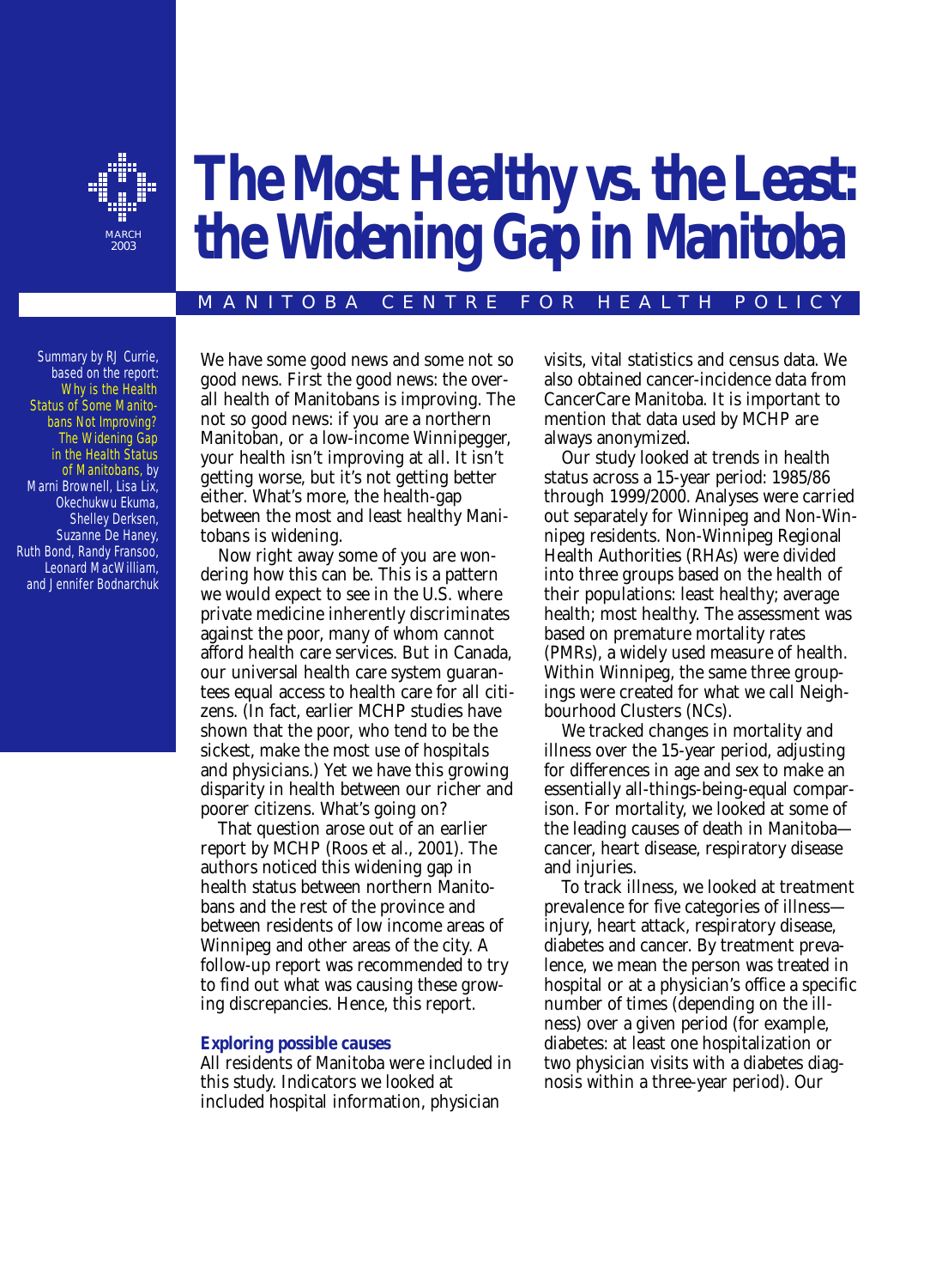MARCH 2003

# The Most Healthy vs. the Least: the Widening Gap in Manitoba

MANITOBA CENTRE FOR HEALTH POLICY

Summary by RJ Currie, based on the report: Why is the Health Status of Some Manitobans Not Improving? The Widening Gap in the Health Status of Manitobans, by Marni Brownell, Lisa Lix, Okechukwu Ekuma, Shelley Derksen, Suzanne De Haney, Ruth Bond, Randy Fransoo, Leonard MacWilliam, and Jennifer Bodnarchuk

We have some good news and some not so good news. First the good news: the overall health of Manitobans is improving. The not so good news: if you are a northern Manitoban, or a low-income Winnipegger, your health isn't improving at all. It isn't getting worse, but it's not getting better either. What's more, the health-gap between the most and least healthy Manitobans is widening.

Now right away some of you are wondering how this can be. This is a pattern we would expect to see in the U.S. where private medicine inherently discriminates against the poor, many of whom cannot afford health care services. But in Canada, our universal health care system guarantees equal access to health care for all citizens. (In fact, earlier MCHP studies have shown that the poor, who tend to be the sickest, make the most use of hospitals and physicians.) Yet we have this growing disparity in health between our richer and poorer citizens. What's going on?

That question arose out of an earlier report by MCHP (Roos et al., 2001). The authors noticed this widening gap in health status between northern Manitobans and the rest of the province and between residents of low income areas of Winnipeg and other areas of the city. A follow-up report was recommended to try to find out what was causing these growing discrepancies. Hence, this report.

### Exploring possible causes

All residents of Manitoba were included in this study. Indicators we looked at included hospital information, physician visits, vital statistics and census data. We also obtained cancer-incidence data from CancerCare Manitoba. It is important to mention that data used by MCHP are always anonymized.

Our study looked at trends in health status across a 15-year period: 1985/86 through 1999/2000. Analyses were carried out separately for Winnipeg and Non-Winnipeg residents. Non-Winnipeg Regional Health Authorities (RHAs) were divided into three groups based on the health of their populations: least healthy; average health; most healthy. The assessment was based on premature mortality rates (PMRs), a widely used measure of health. Within Winnipeg, the same three groupings were created for what we call Neighbourhood Clusters (NCs).

We tracked changes in mortality and illness over the 15-year period, adjusting for differences in age and sex to make an essentially all-things-being-equal comparison. For mortality, we looked at some of the leading causes of death in Manitoba—cancer, heart disease, respiratory disease and injuries.

To track illness, we looked at treatment prevalence for five categories of illness—injury, heart attack, respiratory disease, diabetes and cancer. By treatment prevalence, we mean the person was treated in hospital or at a physician's office a specific number of times (depending on the illness) over a given period (for example, diabetes: at least one hospitalization or two physician visits with a diabetes diagnosis within a three-year period). Our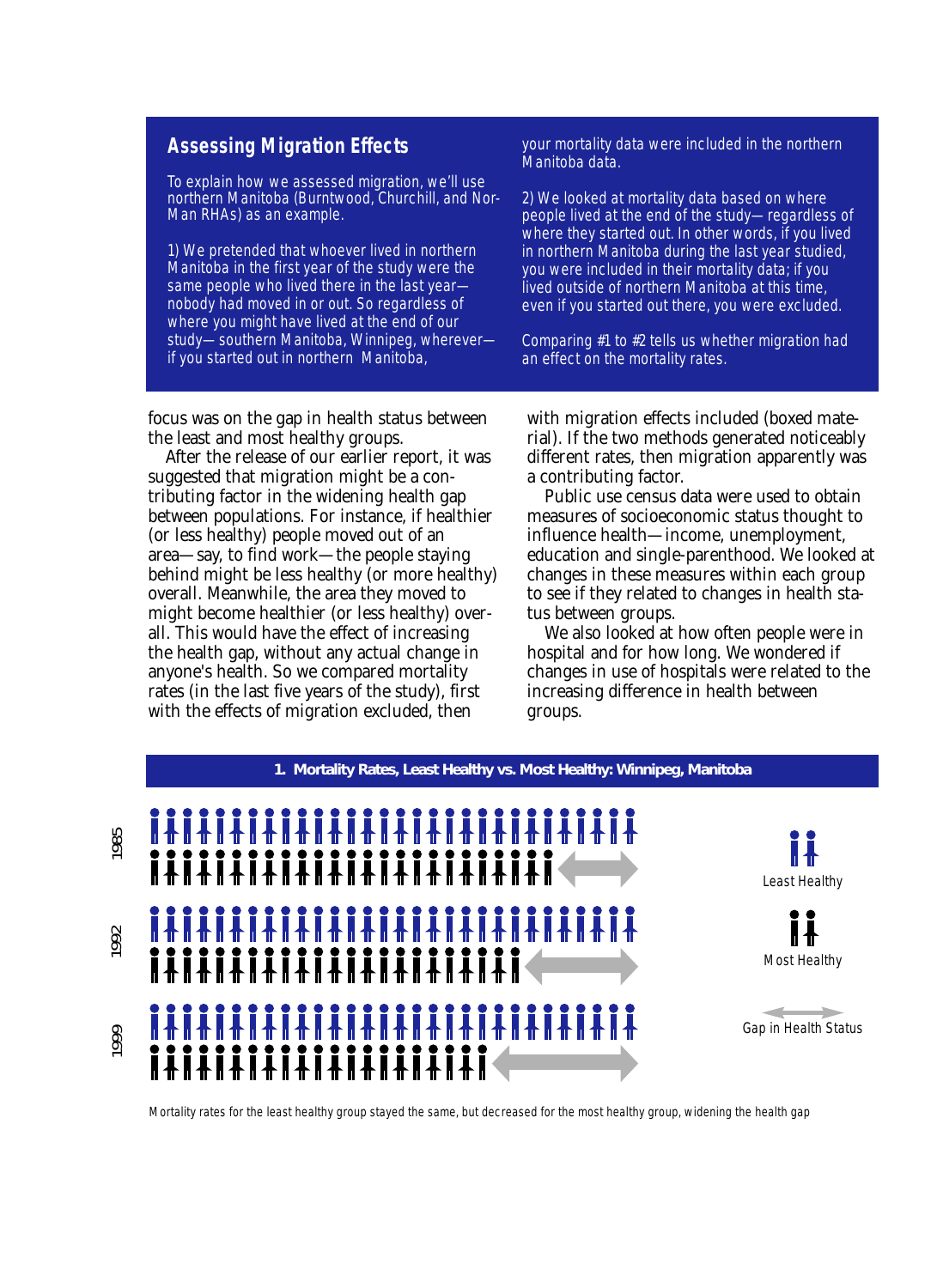## Assessing Migration Effects

To explain how we assessed migration, we'll use northern Manitoba (Burntwood, Churchill, and Nor-Man RHAs) as an example.

1) We pretended that whoever lived in northern Manitoba in the first year of the study were the same people who lived there in the last year—nobody had moved in or out. So regardless of where you might have lived at the end of our study—southern Manitoba, Winnipeg, wherever—if you started out in northern Manitoba, your mortality data were included in the northern Manitoba data.

2) We looked at mortality data based on where people lived at the end of the study—regardless of where they started out. In other words, if you lived in northern Manitoba during the last year studied, you were included in their mortality data; if you lived outside of northern Manitoba at this time, even if you started out there, you were excluded.

Comparing #1 to #2 tells us whether migration had an effect on the mortality rates.

focus was on the gap in health status between the least and most healthy groups.

After the release of our earlier report, it was suggested that migration might be a contributing factor in the widening health gap between populations. For instance, if healthier (or less healthy) people moved out of an area—say, to find work—the people staying behind might be less healthy (or more healthy) overall. Meanwhile, the area they moved to might become healthier (or less healthy) overall. This would have the effect of increasing the health gap, without any actual change in anyone's health. So we compared mortality rates (in the last five years of the study), first with the effects of migration excluded, then with migration effects included (boxed material). If the two methods generated noticeably different rates, then migration apparently was a contributing factor.

Public use census data were used to obtain measures of socioeconomic status thought to influence health—income, unemployment, education and single-parenthood. We looked at changes in these measures within each group to see if they related to changes in health status between groups.

We also looked at how often people were in hospital and for how long. We wondered if changes in use of hospitals were related to the increasing difference in health between groups.

**1. Mortality Rates, Least Healthy vs. Most Healthy: Winnipeg, Manitoba**

1985

1992

1999

Least Healthy

Most Healthy

Gap in Health Status

Mortality rates for the least healthy group stayed the same, but decreased for the most healthy group, widening the health gap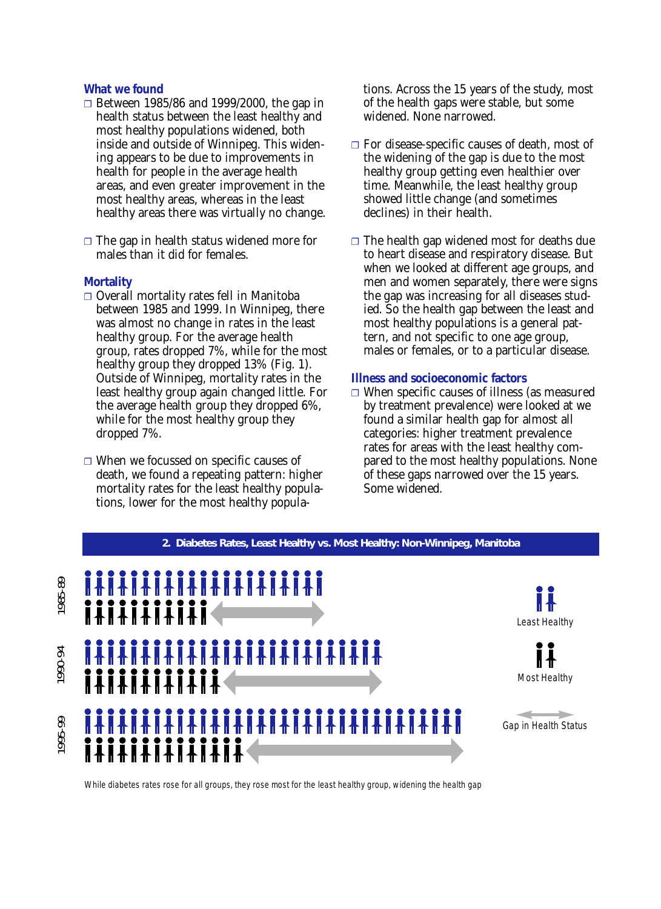### What we found

- Between 1985/86 and 1999/2000, the gap in health status between the least healthy and most healthy populations widened, both inside and outside of Winnipeg. This widening appears to be due to improvements in health for people in the average health areas, and even greater improvement in the most healthy areas, whereas in the least healthy areas there was virtually no change.

- The gap in health status widened more for males than it did for females.

### Mortality

- Overall mortality rates fell in Manitoba between 1985 and 1999. In Winnipeg, there was almost no change in rates in the least healthy group. For the average health group, rates dropped 7%, while for the most healthy group they dropped 13% (Fig. 1). Outside of Winnipeg, mortality rates in the least healthy group again changed little. For the average health group they dropped 6%, while for the most healthy group they dropped 7%.

- When we focussed on specific causes of death, we found a repeating pattern: higher mortality rates for the least healthy populations, lower for the most healthy populations. Across the 15 years of the study, most of the health gaps were stable, but some widened. None narrowed.

- For disease-specific causes of death, most of the widening of the gap is due to the most healthy group getting even healthier over time. Meanwhile, the least healthy group showed little change (and sometimes declines) in their health.

- The health gap widened most for deaths due to heart disease and respiratory disease. But when we looked at different age groups, and men and women separately, there were signs the gap was increasing for all diseases studied. So the health gap between the least and most healthy populations is a general pattern, and not specific to one age group, males or females, or to a particular disease.

### Illness and socioeconomic factors

- When specific causes of illness (as measured by treatment prevalence) were looked at we found a similar health gap for almost all categories: higher treatment prevalence rates for areas with the least healthy compared to the most healthy populations. None of these gaps narrowed over the 15 years. Some widened.

**2. Diabetes Rates, Least Healthy vs. Most Healthy: Non-Winnipeg, Manitoba**

1985-89 · 1990-94 · 1995-99

Least Healthy · Most Healthy · Gap in Health Status

While diabetes rates rose for all groups, they rose most for the least healthy group, widening the health gap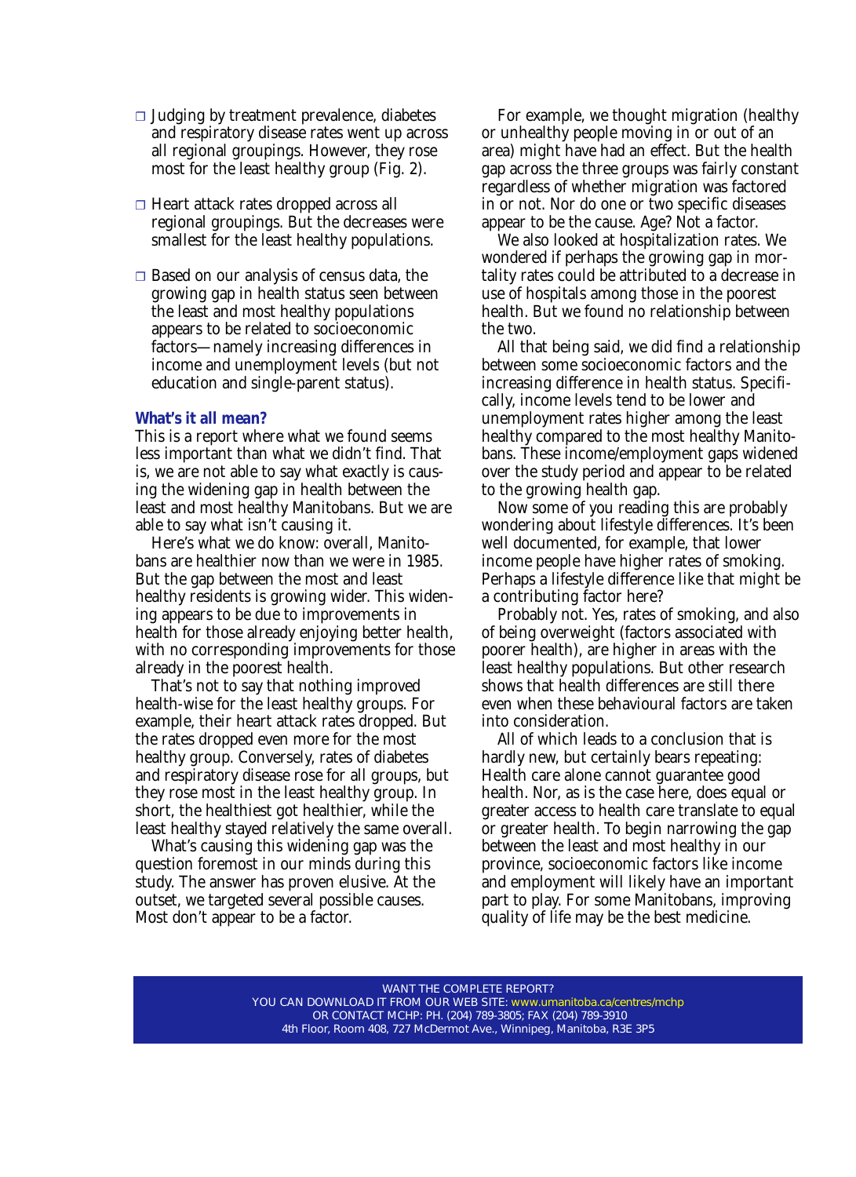- Judging by treatment prevalence, diabetes and respiratory disease rates went up across all regional groupings. However, they rose most for the least healthy group (Fig. 2).

- Heart attack rates dropped across all regional groupings. But the decreases were smallest for the least healthy populations.

- Based on our analysis of census data, the growing gap in health status seen between the least and most healthy populations appears to be related to socioeconomic factors—namely increasing differences in income and unemployment levels (but not education and single-parent status).

### What's it all mean?

This is a report where what we found seems less important than what we didn't find. That is, we are not able to say what exactly is causing the widening gap in health between the least and most healthy Manitobans. But we are able to say what isn't causing it.

Here's what we do know: overall, Manitobans are healthier now than we were in 1985. But the gap between the most and least healthy residents is growing wider. This widening appears to be due to improvements in health for those already enjoying better health, with no corresponding improvements for those already in the poorest health.

That's not to say that nothing improved health-wise for the least healthy groups. For example, their heart attack rates dropped. But the rates dropped even more for the most healthy group. Conversely, rates of diabetes and respiratory disease rose for all groups, but they rose most in the least healthy group. In short, the healthiest got healthier, while the least healthy stayed relatively the same overall.

What's causing this widening gap was the question foremost in our minds during this study. The answer has proven elusive. At the outset, we targeted several possible causes. Most don't appear to be a factor.

For example, we thought migration (healthy or unhealthy people moving in or out of an area) might have had an effect. But the health gap across the three groups was fairly constant regardless of whether migration was factored in or not. Nor do one or two specific diseases appear to be the cause. Age? Not a factor.

We also looked at hospitalization rates. We wondered if perhaps the growing gap in mortality rates could be attributed to a decrease in use of hospitals among those in the poorest health. But we found no relationship between the two.

All that being said, we did find a relationship between some socioeconomic factors and the increasing difference in health status. Specifically, income levels tend to be lower and unemployment rates higher among the least healthy compared to the most healthy Manitobans. These income/employment gaps widened over the study period and appear to be related to the growing health gap.

Now some of you reading this are probably wondering about lifestyle differences. It's been well documented, for example, that lower income people have higher rates of smoking. Perhaps a lifestyle difference like that might be a contributing factor here?

Probably not. Yes, rates of smoking, and also of being overweight (factors associated with poorer health), are higher in areas with the least healthy populations. But other research shows that health differences are still there even when these behavioural factors are taken into consideration.

All of which leads to a conclusion that is hardly new, but certainly bears repeating: Health care alone cannot guarantee good health. Nor, as is the case here, does equal or greater access to health care translate to equal or greater health. To begin narrowing the gap between the least and most healthy in our province, socioeconomic factors like income and employment will likely have an important part to play. For some Manitobans, improving quality of life may be the best medicine.

WANT THE COMPLETE REPORT?
YOU CAN DOWNLOAD IT FROM OUR WEB SITE: www.umanitoba.ca/centres/mchp
OR CONTACT MCHP: PH. (204) 789-3805; FAX (204) 789-3910
4th Floor, Room 408, 727 McDermot Ave., Winnipeg, Manitoba, R3E 3P5